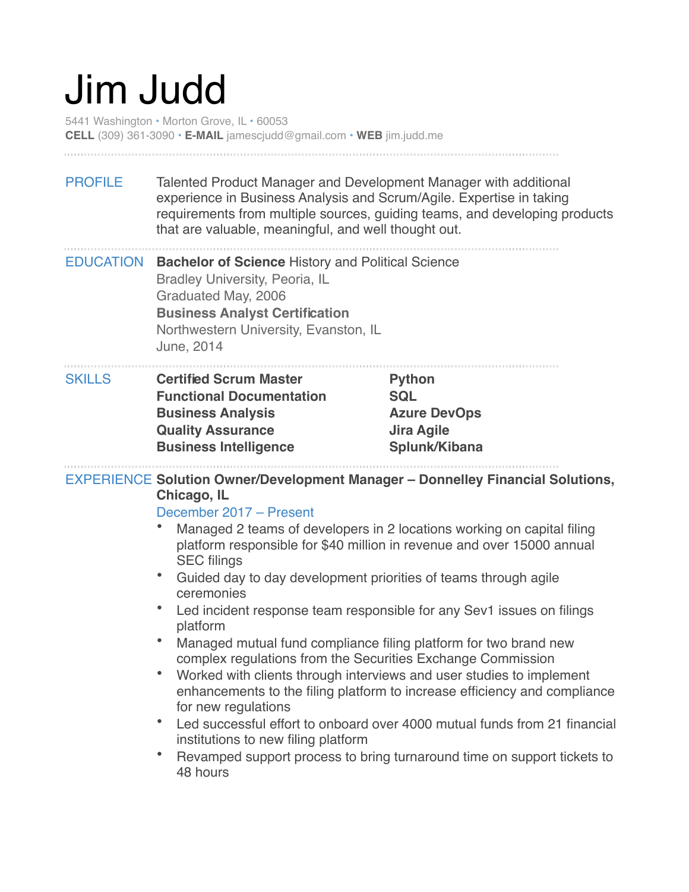# Jim Judd

5441 Washington • Morton Grove, IL • 60053
**CELL** (309) 361-3090 • **E-MAIL** jamescjudd@gmail.com • **WEB** jim.judd.me

## PROFILE

Talented Product Manager and Development Manager with additional experience in Business Analysis and Scrum/Agile. Expertise in taking requirements from multiple sources, guiding teams, and developing products that are valuable, meaningful, and well thought out.

## EDUCATION

**Bachelor of Science** History and Political Science
Bradley University, Peoria, IL
Graduated May, 2006

**Business Analyst Certification**
Northwestern University, Evanston, IL
June, 2014

## SKILLS

**Certified Scrum Master**
**Functional Documentation**
**Business Analysis**
**Quality Assurance**
**Business Intelligence**
**Python**
**SQL**
**Azure DevOps**
**Jira Agile**
**Splunk/Kibana**

## EXPERIENCE

**Solution Owner/Development Manager – Donnelley Financial Solutions, Chicago, IL**
December 2017 – Present

- Managed 2 teams of developers in 2 locations working on capital filing platform responsible for $40 million in revenue and over 15000 annual SEC filings
- Guided day to day development priorities of teams through agile ceremonies
- Led incident response team responsible for any Sev1 issues on filings platform
- Managed mutual fund compliance filing platform for two brand new complex regulations from the Securities Exchange Commission
- Worked with clients through interviews and user studies to implement enhancements to the filing platform to increase efficiency and compliance for new regulations
- Led successful effort to onboard over 4000 mutual funds from 21 financial institutions to new filing platform
- Revamped support process to bring turnaround time on support tickets to 48 hours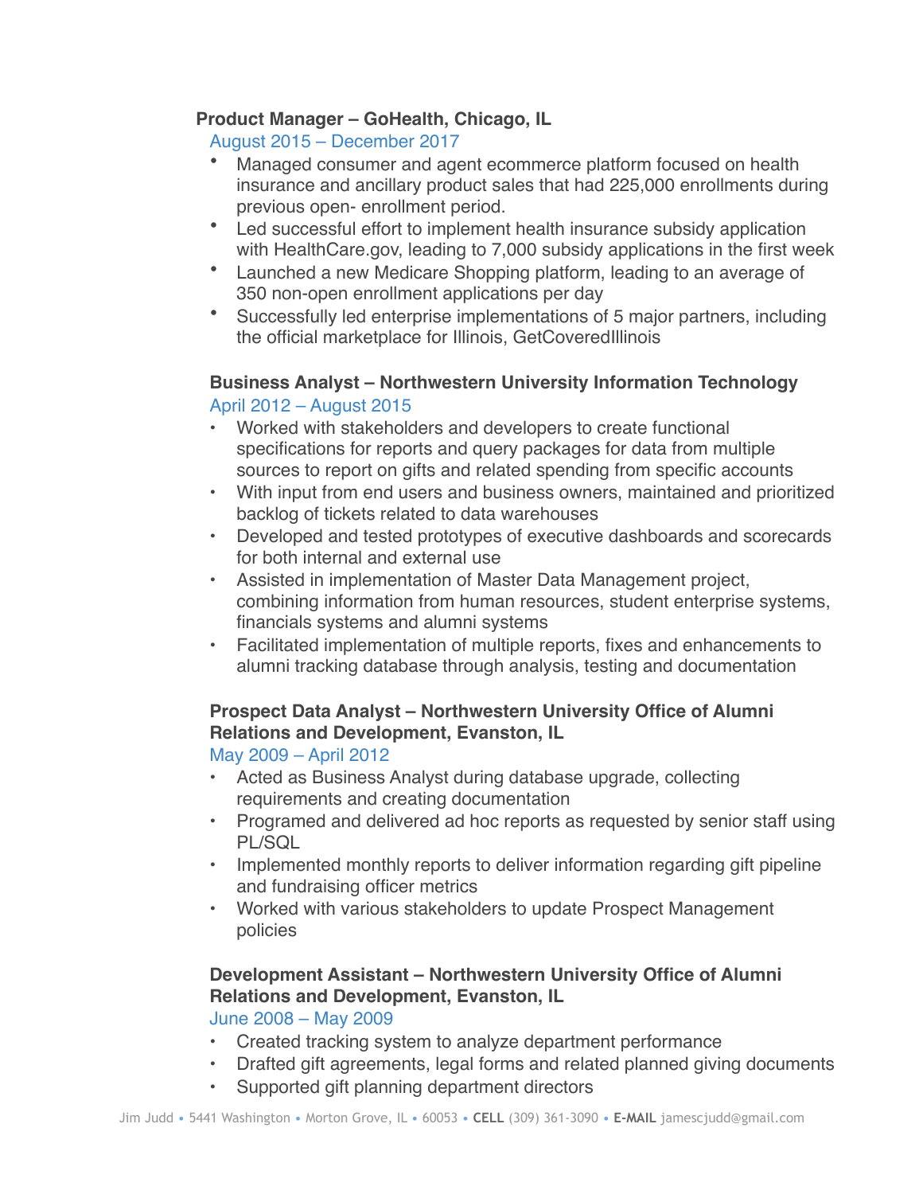**Product Manager – GoHealth, Chicago, IL**

August 2015 – December 2017

- Managed consumer and agent ecommerce platform focused on health insurance and ancillary product sales that had 225,000 enrollments during previous open- enrollment period.
- Led successful effort to implement health insurance subsidy application with HealthCare.gov, leading to 7,000 subsidy applications in the first week
- Launched a new Medicare Shopping platform, leading to an average of 350 non-open enrollment applications per day
- Successfully led enterprise implementations of 5 major partners, including the official marketplace for Illinois, GetCoveredIllinois

**Business Analyst – Northwestern University Information Technology**

April 2012 – August 2015

- Worked with stakeholders and developers to create functional specifications for reports and query packages for data from multiple sources to report on gifts and related spending from specific accounts
- With input from end users and business owners, maintained and prioritized backlog of tickets related to data warehouses
- Developed and tested prototypes of executive dashboards and scorecards for both internal and external use
- Assisted in implementation of Master Data Management project, combining information from human resources, student enterprise systems, financials systems and alumni systems
- Facilitated implementation of multiple reports, fixes and enhancements to alumni tracking database through analysis, testing and documentation

**Prospect Data Analyst – Northwestern University Office of Alumni Relations and Development, Evanston, IL**

May 2009 – April 2012

- Acted as Business Analyst during database upgrade, collecting requirements and creating documentation
- Programed and delivered ad hoc reports as requested by senior staff using PL/SQL
- Implemented monthly reports to deliver information regarding gift pipeline and fundraising officer metrics
- Worked with various stakeholders to update Prospect Management policies

**Development Assistant – Northwestern University Office of Alumni Relations and Development, Evanston, IL**

June 2008 – May 2009

- Created tracking system to analyze department performance
- Drafted gift agreements, legal forms and related planned giving documents
- Supported gift planning department directors